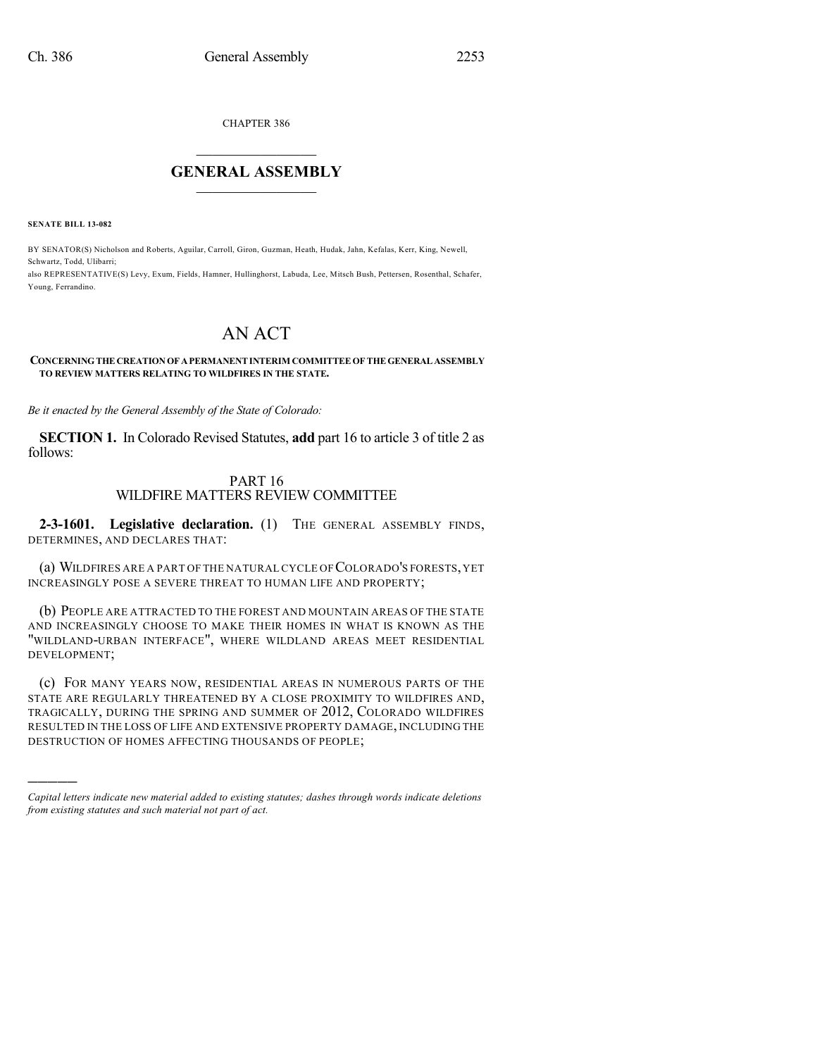CHAPTER 386

# GENERAL ASSEMBLY

**SENATE BILL 13-082**

BY SENATOR(S) Nicholson and Roberts, Aguilar, Carroll, Giron, Guzman, Heath, Hudak, Jahn, Kefalas, Kerr, King, Newell, Schwartz, Todd, Ulibarri;
also REPRESENTATIVE(S) Levy, Exum, Fields, Hamner, Hullinghorst, Labuda, Lee, Mitsch Bush, Pettersen, Rosenthal, Schafer, Young, Ferrandino.

# AN ACT

**CONCERNING THE CREATION OF A PERMANENT INTERIM COMMITTEE OF THE GENERAL ASSEMBLY TO REVIEW MATTERS RELATING TO WILDFIRES IN THE STATE.**

*Be it enacted by the General Assembly of the State of Colorado:*

**SECTION 1.** In Colorado Revised Statutes, **add** part 16 to article 3 of title 2 as follows:

## PART 16
## WILDFIRE MATTERS REVIEW COMMITTEE

**2-3-1601. Legislative declaration.** (1) THE GENERAL ASSEMBLY FINDS, DETERMINES, AND DECLARES THAT:

(a) WILDFIRES ARE A PART OF THE NATURAL CYCLE OF COLORADO'S FORESTS, YET INCREASINGLY POSE A SEVERE THREAT TO HUMAN LIFE AND PROPERTY;

(b) PEOPLE ARE ATTRACTED TO THE FOREST AND MOUNTAIN AREAS OF THE STATE AND INCREASINGLY CHOOSE TO MAKE THEIR HOMES IN WHAT IS KNOWN AS THE "WILDLAND-URBAN INTERFACE", WHERE WILDLAND AREAS MEET RESIDENTIAL DEVELOPMENT;

(c) FOR MANY YEARS NOW, RESIDENTIAL AREAS IN NUMEROUS PARTS OF THE STATE ARE REGULARLY THREATENED BY A CLOSE PROXIMITY TO WILDFIRES AND, TRAGICALLY, DURING THE SPRING AND SUMMER OF 2012, COLORADO WILDFIRES RESULTED IN THE LOSS OF LIFE AND EXTENSIVE PROPERTY DAMAGE, INCLUDING THE DESTRUCTION OF HOMES AFFECTING THOUSANDS OF PEOPLE;

---

*Capital letters indicate new material added to existing statutes; dashes through words indicate deletions from existing statutes and such material not part of act.*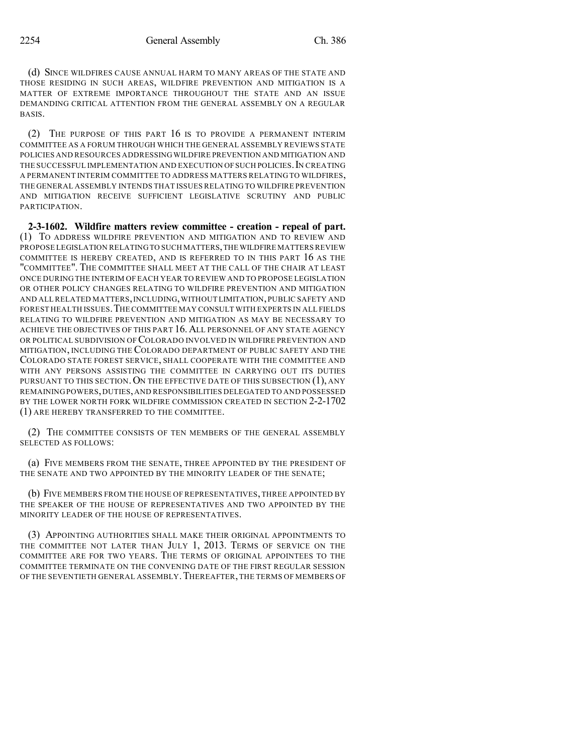(d) SINCE WILDFIRES CAUSE ANNUAL HARM TO MANY AREAS OF THE STATE AND THOSE RESIDING IN SUCH AREAS, WILDFIRE PREVENTION AND MITIGATION IS A MATTER OF EXTREME IMPORTANCE THROUGHOUT THE STATE AND AN ISSUE DEMANDING CRITICAL ATTENTION FROM THE GENERAL ASSEMBLY ON A REGULAR BASIS.

(2) THE PURPOSE OF THIS PART 16 IS TO PROVIDE A PERMANENT INTERIM COMMITTEE AS A FORUM THROUGH WHICH THE GENERAL ASSEMBLY REVIEWS STATE POLICIES AND RESOURCES ADDRESSING WILDFIRE PREVENTION AND MITIGATION AND THE SUCCESSFUL IMPLEMENTATION AND EXECUTION OF SUCH POLICIES. IN CREATING A PERMANENT INTERIM COMMITTEE TO ADDRESS MATTERS RELATING TO WILDFIRES, THE GENERAL ASSEMBLY INTENDS THAT ISSUES RELATING TO WILDFIRE PREVENTION AND MITIGATION RECEIVE SUFFICIENT LEGISLATIVE SCRUTINY AND PUBLIC PARTICIPATION.

**2-3-1602. Wildfire matters review committee - creation - repeal of part.** (1) TO ADDRESS WILDFIRE PREVENTION AND MITIGATION AND TO REVIEW AND PROPOSE LEGISLATION RELATING TO SUCH MATTERS, THE WILDFIRE MATTERS REVIEW COMMITTEE IS HEREBY CREATED, AND IS REFERRED TO IN THIS PART 16 AS THE "COMMITTEE". THE COMMITTEE SHALL MEET AT THE CALL OF THE CHAIR AT LEAST ONCE DURING THE INTERIM OF EACH YEAR TO REVIEW AND TO PROPOSE LEGISLATION OR OTHER POLICY CHANGES RELATING TO WILDFIRE PREVENTION AND MITIGATION AND ALL RELATED MATTERS, INCLUDING, WITHOUT LIMITATION, PUBLIC SAFETY AND FOREST HEALTH ISSUES. THE COMMITTEE MAY CONSULT WITH EXPERTS IN ALL FIELDS RELATING TO WILDFIRE PREVENTION AND MITIGATION AS MAY BE NECESSARY TO ACHIEVE THE OBJECTIVES OF THIS PART 16. ALL PERSONNEL OF ANY STATE AGENCY OR POLITICAL SUBDIVISION OF COLORADO INVOLVED IN WILDFIRE PREVENTION AND MITIGATION, INCLUDING THE COLORADO DEPARTMENT OF PUBLIC SAFETY AND THE COLORADO STATE FOREST SERVICE, SHALL COOPERATE WITH THE COMMITTEE AND WITH ANY PERSONS ASSISTING THE COMMITTEE IN CARRYING OUT ITS DUTIES PURSUANT TO THIS SECTION. ON THE EFFECTIVE DATE OF THIS SUBSECTION (1), ANY REMAINING POWERS, DUTIES, AND RESPONSIBILITIES DELEGATED TO AND POSSESSED BY THE LOWER NORTH FORK WILDFIRE COMMISSION CREATED IN SECTION 2-2-1702 (1) ARE HEREBY TRANSFERRED TO THE COMMITTEE.

(2) THE COMMITTEE CONSISTS OF TEN MEMBERS OF THE GENERAL ASSEMBLY SELECTED AS FOLLOWS:

(a) FIVE MEMBERS FROM THE SENATE, THREE APPOINTED BY THE PRESIDENT OF THE SENATE AND TWO APPOINTED BY THE MINORITY LEADER OF THE SENATE;

(b) FIVE MEMBERS FROM THE HOUSE OF REPRESENTATIVES, THREE APPOINTED BY THE SPEAKER OF THE HOUSE OF REPRESENTATIVES AND TWO APPOINTED BY THE MINORITY LEADER OF THE HOUSE OF REPRESENTATIVES.

(3) APPOINTING AUTHORITIES SHALL MAKE THEIR ORIGINAL APPOINTMENTS TO THE COMMITTEE NOT LATER THAN JULY 1, 2013. TERMS OF SERVICE ON THE COMMITTEE ARE FOR TWO YEARS. THE TERMS OF ORIGINAL APPOINTEES TO THE COMMITTEE TERMINATE ON THE CONVENING DATE OF THE FIRST REGULAR SESSION OF THE SEVENTIETH GENERAL ASSEMBLY. THEREAFTER, THE TERMS OF MEMBERS OF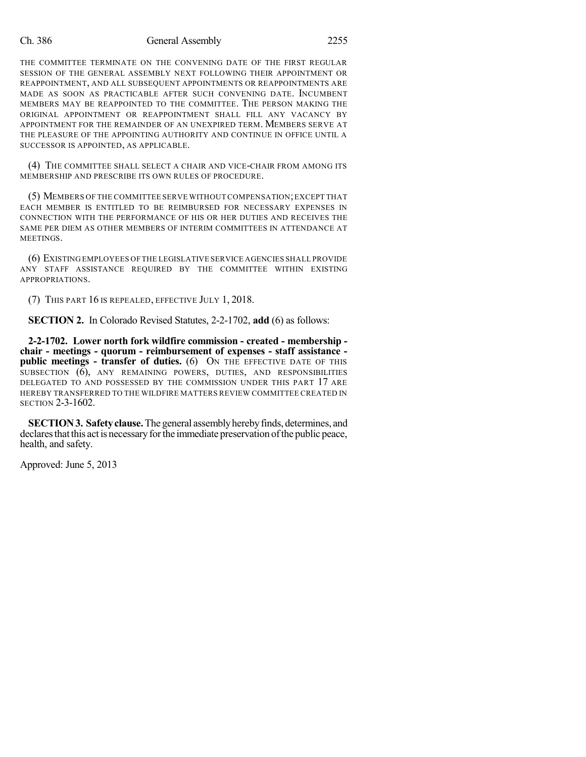THE COMMITTEE TERMINATE ON THE CONVENING DATE OF THE FIRST REGULAR SESSION OF THE GENERAL ASSEMBLY NEXT FOLLOWING THEIR APPOINTMENT OR REAPPOINTMENT, AND ALL SUBSEQUENT APPOINTMENTS OR REAPPOINTMENTS ARE MADE AS SOON AS PRACTICABLE AFTER SUCH CONVENING DATE. INCUMBENT MEMBERS MAY BE REAPPOINTED TO THE COMMITTEE. THE PERSON MAKING THE ORIGINAL APPOINTMENT OR REAPPOINTMENT SHALL FILL ANY VACANCY BY APPOINTMENT FOR THE REMAINDER OF AN UNEXPIRED TERM. MEMBERS SERVE AT THE PLEASURE OF THE APPOINTING AUTHORITY AND CONTINUE IN OFFICE UNTIL A SUCCESSOR IS APPOINTED, AS APPLICABLE.

(4) THE COMMITTEE SHALL SELECT A CHAIR AND VICE-CHAIR FROM AMONG ITS MEMBERSHIP AND PRESCRIBE ITS OWN RULES OF PROCEDURE.

(5) MEMBERS OF THE COMMITTEE SERVE WITHOUT COMPENSATION; EXCEPT THAT EACH MEMBER IS ENTITLED TO BE REIMBURSED FOR NECESSARY EXPENSES IN CONNECTION WITH THE PERFORMANCE OF HIS OR HER DUTIES AND RECEIVES THE SAME PER DIEM AS OTHER MEMBERS OF INTERIM COMMITTEES IN ATTENDANCE AT MEETINGS.

(6) EXISTING EMPLOYEES OF THE LEGISLATIVE SERVICE AGENCIES SHALL PROVIDE ANY STAFF ASSISTANCE REQUIRED BY THE COMMITTEE WITHIN EXISTING APPROPRIATIONS.

(7) THIS PART 16 IS REPEALED, EFFECTIVE JULY 1, 2018.

**SECTION 2.** In Colorado Revised Statutes, 2-2-1702, **add** (6) as follows:

**2-2-1702. Lower north fork wildfire commission - created - membership - chair - meetings - quorum - reimbursement of expenses - staff assistance - public meetings - transfer of duties.** (6) ON THE EFFECTIVE DATE OF THIS SUBSECTION (6), ANY REMAINING POWERS, DUTIES, AND RESPONSIBILITIES DELEGATED TO AND POSSESSED BY THE COMMISSION UNDER THIS PART 17 ARE HEREBY TRANSFERRED TO THE WILDFIRE MATTERS REVIEW COMMITTEE CREATED IN SECTION 2-3-1602.

**SECTION 3. Safety clause.** The general assembly hereby finds, determines, and declares that this act is necessary for the immediate preservation of the public peace, health, and safety.

Approved: June 5, 2013